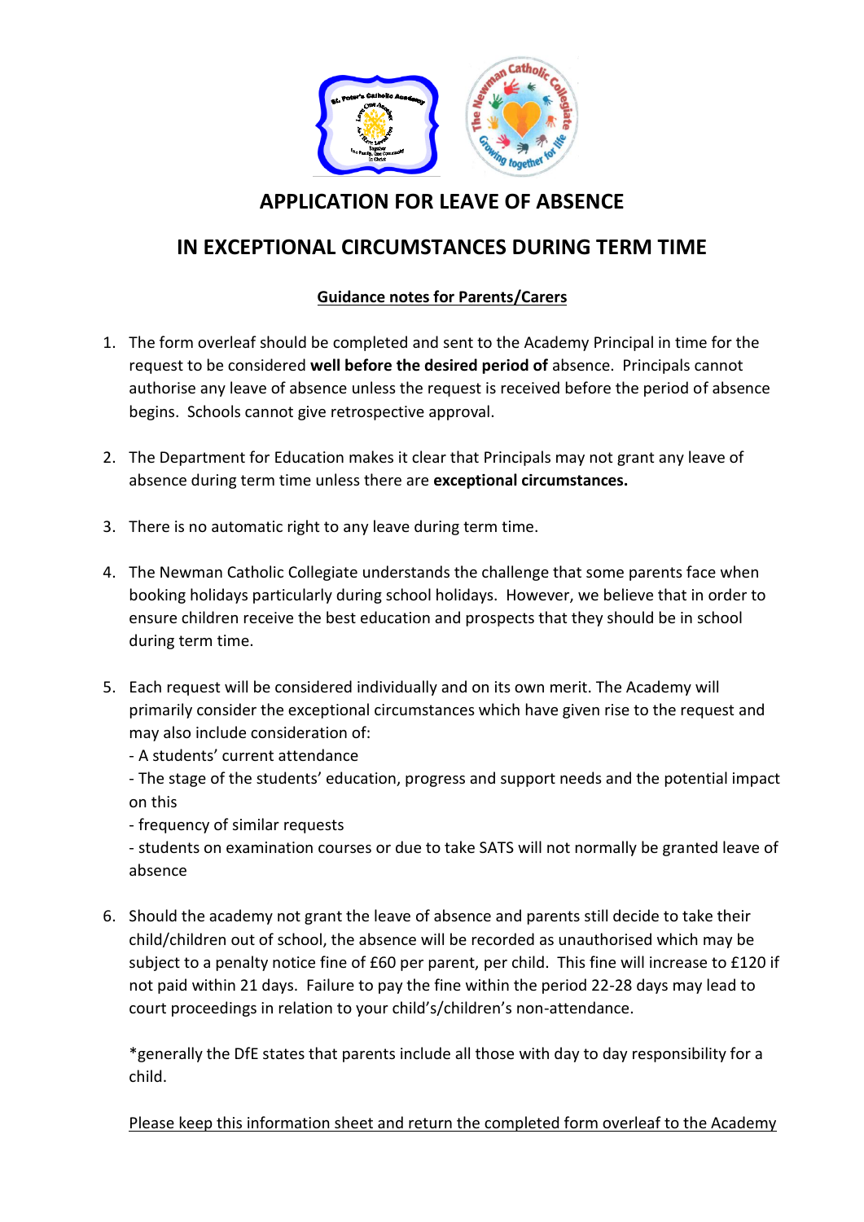# APPLICATION FOR LEAVE OF ABSENCE

# IN EXCEPTIONAL CIRCUMSTANCES DURING TERM TIME

**Guidance notes for Parents/Carers**

1. The form overleaf should be completed and sent to the Academy Principal in time for the request to be considered **well before the desired period of** absence. Principals cannot authorise any leave of absence unless the request is received before the period of absence begins. Schools cannot give retrospective approval.

2. The Department for Education makes it clear that Principals may not grant any leave of absence during term time unless there are **exceptional circumstances.**

3. There is no automatic right to any leave during term time.

4. The Newman Catholic Collegiate understands the challenge that some parents face when booking holidays particularly during school holidays. However, we believe that in order to ensure children receive the best education and prospects that they should be in school during term time.

5. Each request will be considered individually and on its own merit. The Academy will primarily consider the exceptional circumstances which have given rise to the request and may also include consideration of:
   - A students' current attendance
   - The stage of the students' education, progress and support needs and the potential impact on this
   - frequency of similar requests
   - students on examination courses or due to take SATS will not normally be granted leave of absence

6. Should the academy not grant the leave of absence and parents still decide to take their child/children out of school, the absence will be recorded as unauthorised which may be subject to a penalty notice fine of £60 per parent, per child. This fine will increase to £120 if not paid within 21 days. Failure to pay the fine within the period 22-28 days may lead to court proceedings in relation to your child's/children's non-attendance.

   *generally the DfE states that parents include all those with day to day responsibility for a child.

   Please keep this information sheet and return the completed form overleaf to the Academy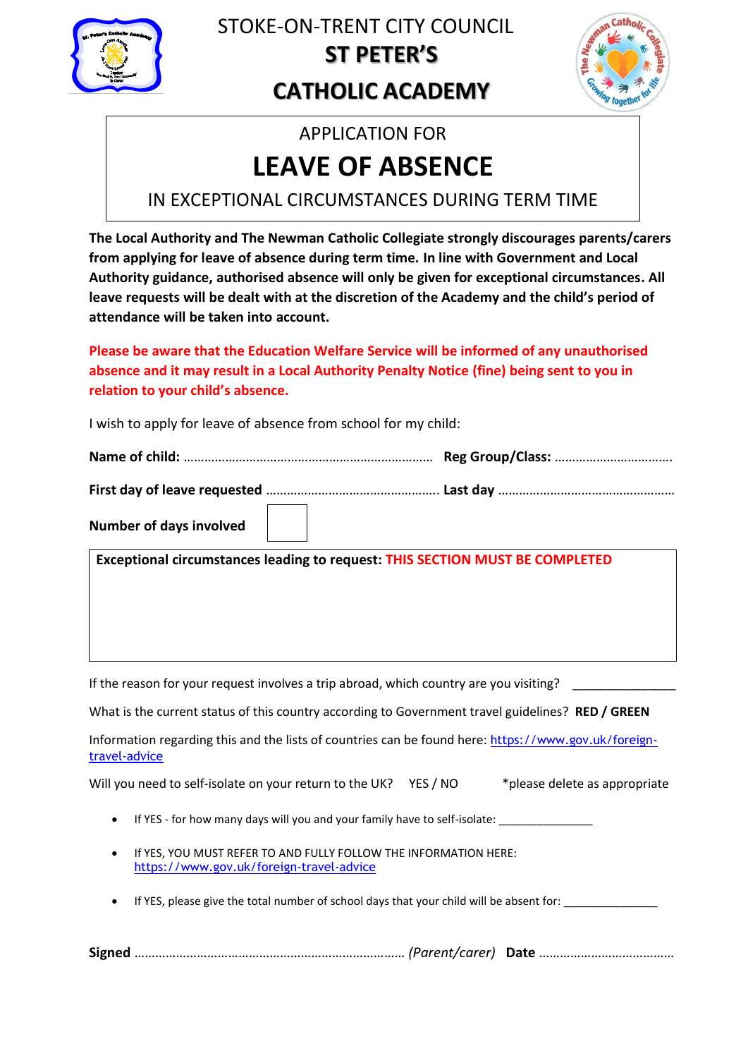STOKE-ON-TRENT CITY COUNCIL

# ST PETER'S CATHOLIC ACADEMY

APPLICATION FOR

## LEAVE OF ABSENCE

IN EXCEPTIONAL CIRCUMSTANCES DURING TERM TIME

**The Local Authority and The Newman Catholic Collegiate strongly discourages parents/carers from applying for leave of absence during term time. In line with Government and Local Authority guidance, authorised absence will only be given for exceptional circumstances. All leave requests will be dealt with at the discretion of the Academy and the child's period of attendance will be taken into account.**

**Please be aware that the Education Welfare Service will be informed of any unauthorised absence and it may result in a Local Authority Penalty Notice (fine) being sent to you in relation to your child's absence.**

I wish to apply for leave of absence from school for my child:

**Name of child:** ……………………………………………………………… **Reg Group/Class:** …………………………….

**First day of leave requested** …………………………………………. **Last day** ……………………………………………

**Number of days involved** [ ]

**Exceptional circumstances leading to request:** **THIS SECTION MUST BE COMPLETED**

If the reason for your request involves a trip abroad, which country are you visiting? _______________

What is the current status of this country according to Government travel guidelines? **RED / GREEN**

Information regarding this and the lists of countries can be found here: https://www.gov.uk/foreign-travel-advice

Will you need to self-isolate on your return to the UK? YES / NO *please delete as appropriate

- If YES - for how many days will you and your family have to self-isolate: _______________
- If YES, YOU MUST REFER TO AND FULLY FOLLOW THE INFORMATION HERE: https://www.gov.uk/foreign-travel-advice
- If YES, please give the total number of school days that your child will be absent for: _______________

**Signed** …………………………………………………………………… *(Parent/carer)* **Date** …………………………………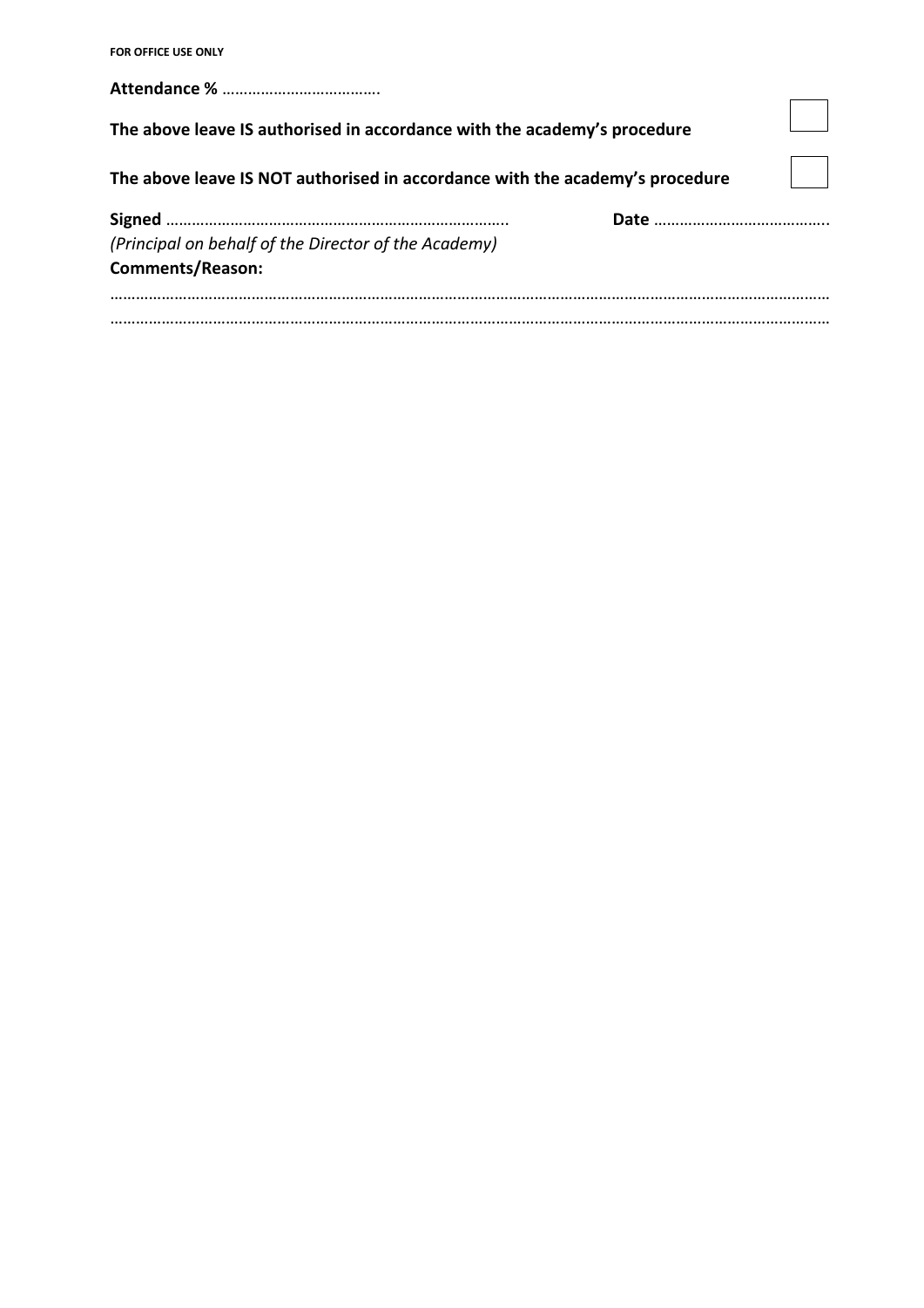**FOR OFFICE USE ONLY**

**Attendance %** ……………………………….

**The above leave IS authorised in accordance with the academy's procedure** ☐

**The above leave IS NOT authorised in accordance with the academy's procedure** ☐

**Signed** ……………………………………………………………………..  **Date** …………………………………..

*(Principal on behalf of the Director of the Academy)*

**Comments/Reason:**

……………………………………………………………………………………………………………………………………………

……………………………………………………………………………………………………………………………………………